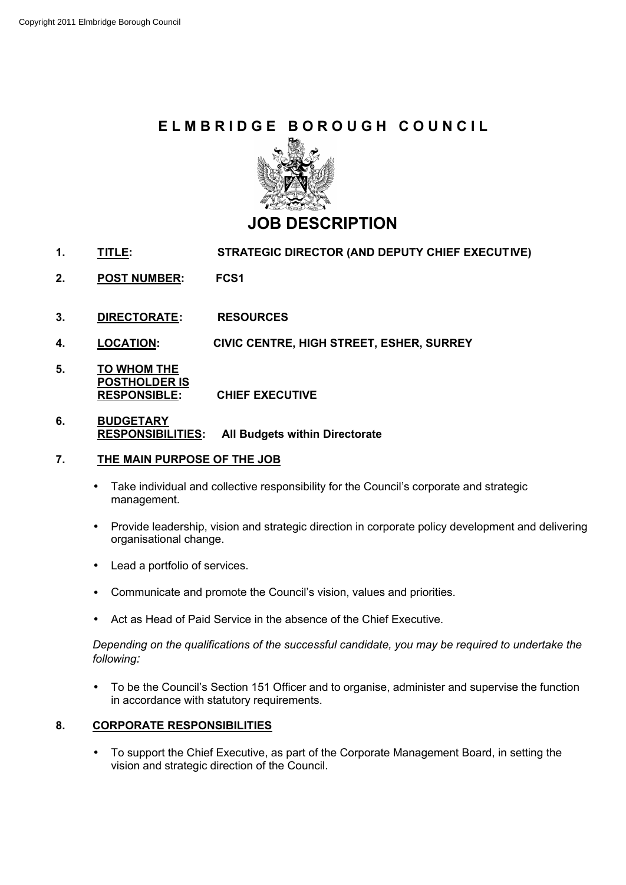Copyright 2011 Elmbridge Borough Council

# ELMBRIDGE BOROUGH COUNCIL

## JOB DESCRIPTION

1. **TITLE:** **STRATEGIC DIRECTOR (AND DEPUTY CHIEF EXECUTIVE)**

2. **POST NUMBER:** **FCS1**

3. **DIRECTORATE:** **RESOURCES**

4. **LOCATION:** **CIVIC CENTRE, HIGH STREET, ESHER, SURREY**

5. **TO WHOM THE POSTHOLDER IS RESPONSIBLE:** **CHIEF EXECUTIVE**

6. **BUDGETARY RESPONSIBILITIES:** **All Budgets within Directorate**

7. **THE MAIN PURPOSE OF THE JOB**

- Take individual and collective responsibility for the Council's corporate and strategic management.
- Provide leadership, vision and strategic direction in corporate policy development and delivering organisational change.
- Lead a portfolio of services.
- Communicate and promote the Council's vision, values and priorities.
- Act as Head of Paid Service in the absence of the Chief Executive.

*Depending on the qualifications of the successful candidate, you may be required to undertake the following:*

- To be the Council's Section 151 Officer and to organise, administer and supervise the function in accordance with statutory requirements.

8. **CORPORATE RESPONSIBILITIES**

- To support the Chief Executive, as part of the Corporate Management Board, in setting the vision and strategic direction of the Council.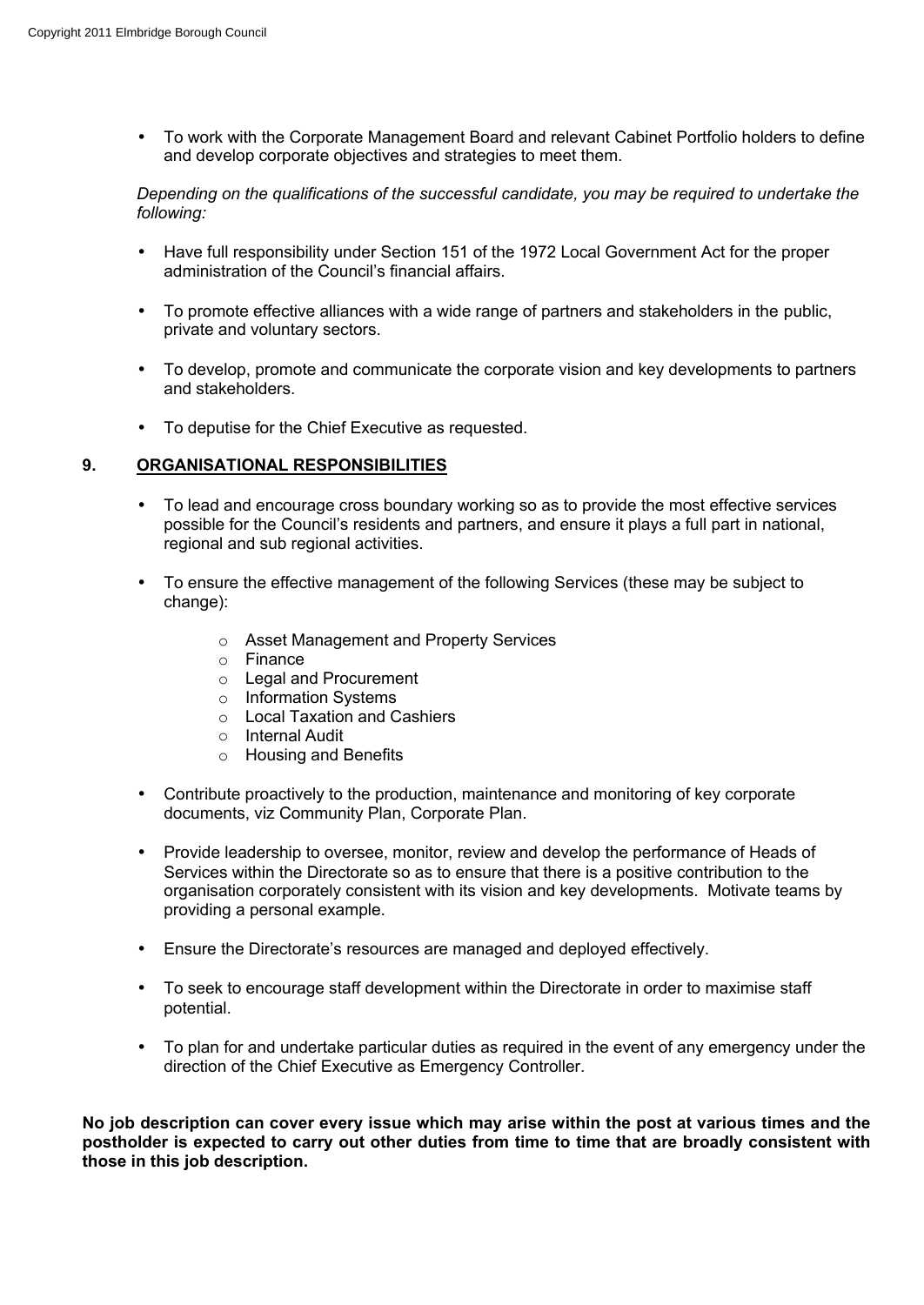- To work with the Corporate Management Board and relevant Cabinet Portfolio holders to define and develop corporate objectives and strategies to meet them.

*Depending on the qualifications of the successful candidate, you may be required to undertake the following:*

- Have full responsibility under Section 151 of the 1972 Local Government Act for the proper administration of the Council's financial affairs.
- To promote effective alliances with a wide range of partners and stakeholders in the public, private and voluntary sectors.
- To develop, promote and communicate the corporate vision and key developments to partners and stakeholders.
- To deputise for the Chief Executive as requested.

## 9. ORGANISATIONAL RESPONSIBILITIES

- To lead and encourage cross boundary working so as to provide the most effective services possible for the Council's residents and partners, and ensure it plays a full part in national, regional and sub regional activities.
- To ensure the effective management of the following Services (these may be subject to change):
    - Asset Management and Property Services
    - Finance
    - Legal and Procurement
    - Information Systems
    - Local Taxation and Cashiers
    - Internal Audit
    - Housing and Benefits
- Contribute proactively to the production, maintenance and monitoring of key corporate documents, viz Community Plan, Corporate Plan.
- Provide leadership to oversee, monitor, review and develop the performance of Heads of Services within the Directorate so as to ensure that there is a positive contribution to the organisation corporately consistent with its vision and key developments. Motivate teams by providing a personal example.
- Ensure the Directorate's resources are managed and deployed effectively.
- To seek to encourage staff development within the Directorate in order to maximise staff potential.
- To plan for and undertake particular duties as required in the event of any emergency under the direction of the Chief Executive as Emergency Controller.

**No job description can cover every issue which may arise within the post at various times and the postholder is expected to carry out other duties from time to time that are broadly consistent with those in this job description.**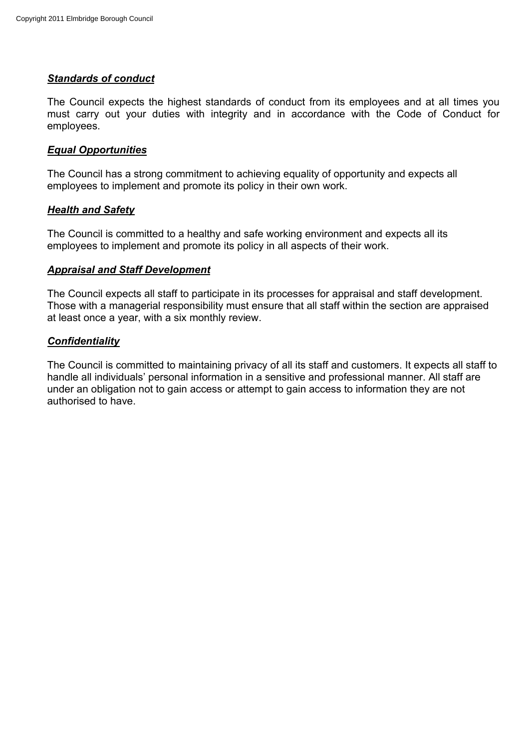***Standards of conduct***

The Council expects the highest standards of conduct from its employees and at all times you must carry out your duties with integrity and in accordance with the Code of Conduct for employees.

***Equal Opportunities***

The Council has a strong commitment to achieving equality of opportunity and expects all employees to implement and promote its policy in their own work.

***Health and Safety***

The Council is committed to a healthy and safe working environment and expects all its employees to implement and promote its policy in all aspects of their work.

***Appraisal and Staff Development***

The Council expects all staff to participate in its processes for appraisal and staff development. Those with a managerial responsibility must ensure that all staff within the section are appraised at least once a year, with a six monthly review.

***Confidentiality***

The Council is committed to maintaining privacy of all its staff and customers. It expects all staff to handle all individuals' personal information in a sensitive and professional manner. All staff are under an obligation not to gain access or attempt to gain access to information they are not authorised to have.